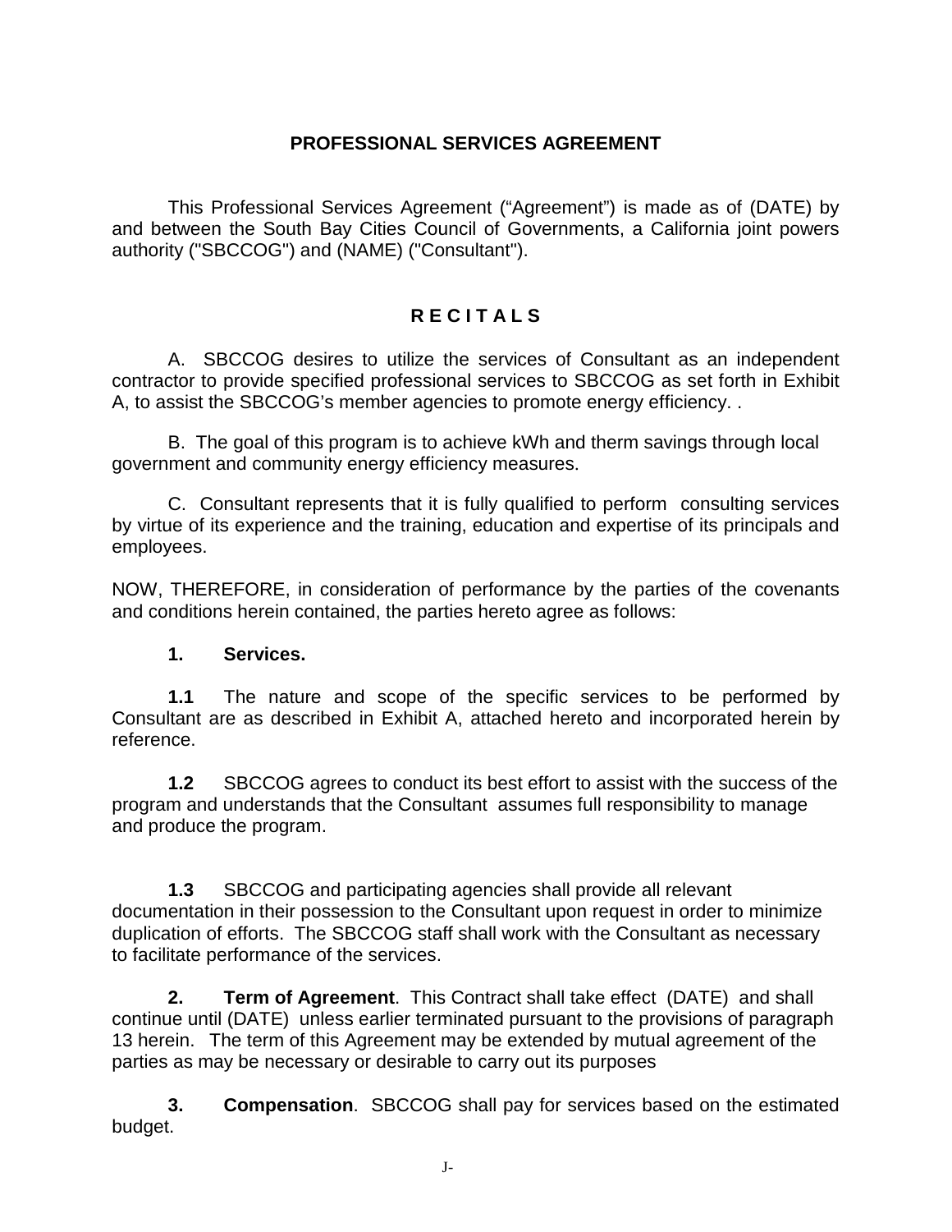# PROFESSIONAL SERVICES AGREEMENT

This Professional Services Agreement ("Agreement") is made as of (DATE) by and between the South Bay Cities Council of Governments, a California joint powers authority ("SBCCOG") and (NAME) ("Consultant").

## R E C I T A L S

A. SBCCOG desires to utilize the services of Consultant as an independent contractor to provide specified professional services to SBCCOG as set forth in Exhibit A, to assist the SBCCOG's member agencies to promote energy efficiency. .

B. The goal of this program is to achieve kWh and therm savings through local government and community energy efficiency measures.

C. Consultant represents that it is fully qualified to perform consulting services by virtue of its experience and the training, education and expertise of its principals and employees.

NOW, THEREFORE, in consideration of performance by the parties of the covenants and conditions herein contained, the parties hereto agree as follows:

**1. Services.**

**1.1** The nature and scope of the specific services to be performed by Consultant are as described in Exhibit A, attached hereto and incorporated herein by reference.

**1.2** SBCCOG agrees to conduct its best effort to assist with the success of the program and understands that the Consultant assumes full responsibility to manage and produce the program.

**1.3** SBCCOG and participating agencies shall provide all relevant documentation in their possession to the Consultant upon request in order to minimize duplication of efforts. The SBCCOG staff shall work with the Consultant as necessary to facilitate performance of the services.

**2. Term of Agreement**. This Contract shall take effect (DATE) and shall continue until (DATE) unless earlier terminated pursuant to the provisions of paragraph 13 herein. The term of this Agreement may be extended by mutual agreement of the parties as may be necessary or desirable to carry out its purposes

**3. Compensation**. SBCCOG shall pay for services based on the estimated budget.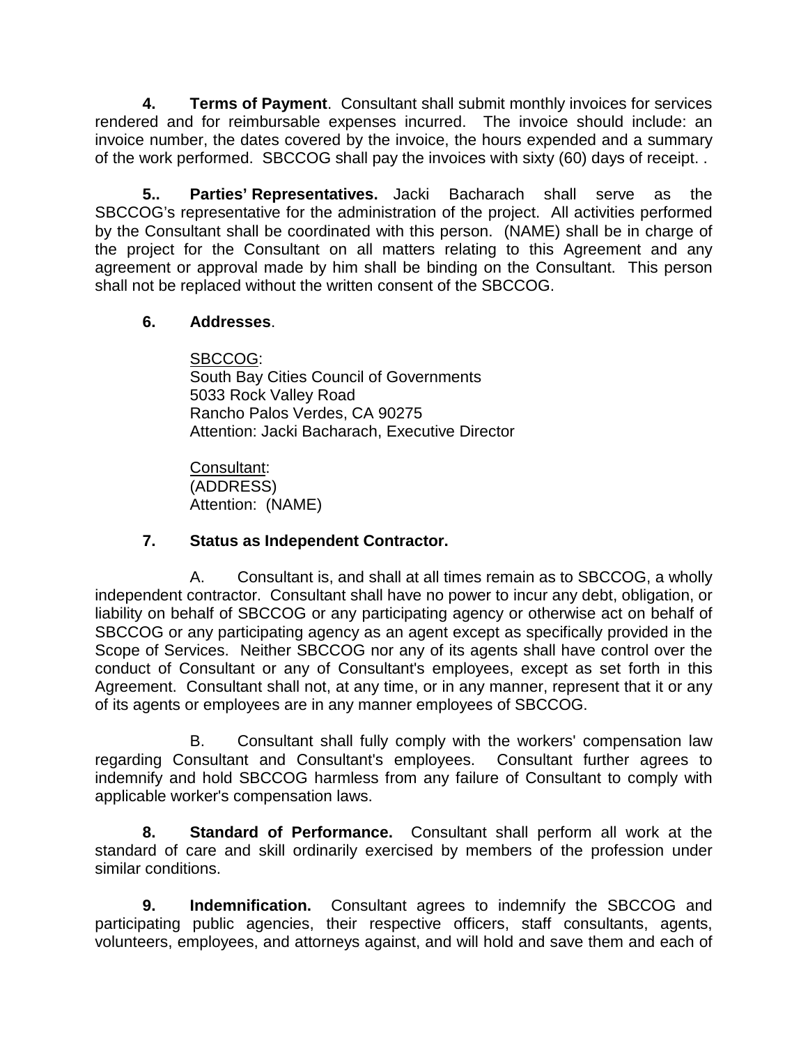**4. Terms of Payment**. Consultant shall submit monthly invoices for services rendered and for reimbursable expenses incurred. The invoice should include: an invoice number, the dates covered by the invoice, the hours expended and a summary of the work performed. SBCCOG shall pay the invoices with sixty (60) days of receipt. .

**5.. Parties' Representatives.** Jacki Bacharach shall serve as the SBCCOG's representative for the administration of the project. All activities performed by the Consultant shall be coordinated with this person. (NAME) shall be in charge of the project for the Consultant on all matters relating to this Agreement and any agreement or approval made by him shall be binding on the Consultant. This person shall not be replaced without the written consent of the SBCCOG.

**6. Addresses**.

SBCCOG:
South Bay Cities Council of Governments
5033 Rock Valley Road
Rancho Palos Verdes, CA 90275
Attention: Jacki Bacharach, Executive Director

Consultant:
(ADDRESS)
Attention: (NAME)

**7. Status as Independent Contractor.**

A. Consultant is, and shall at all times remain as to SBCCOG, a wholly independent contractor. Consultant shall have no power to incur any debt, obligation, or liability on behalf of SBCCOG or any participating agency or otherwise act on behalf of SBCCOG or any participating agency as an agent except as specifically provided in the Scope of Services. Neither SBCCOG nor any of its agents shall have control over the conduct of Consultant or any of Consultant's employees, except as set forth in this Agreement. Consultant shall not, at any time, or in any manner, represent that it or any of its agents or employees are in any manner employees of SBCCOG.

B. Consultant shall fully comply with the workers' compensation law regarding Consultant and Consultant's employees. Consultant further agrees to indemnify and hold SBCCOG harmless from any failure of Consultant to comply with applicable worker's compensation laws.

**8. Standard of Performance.** Consultant shall perform all work at the standard of care and skill ordinarily exercised by members of the profession under similar conditions.

**9. Indemnification.** Consultant agrees to indemnify the SBCCOG and participating public agencies, their respective officers, staff consultants, agents, volunteers, employees, and attorneys against, and will hold and save them and each of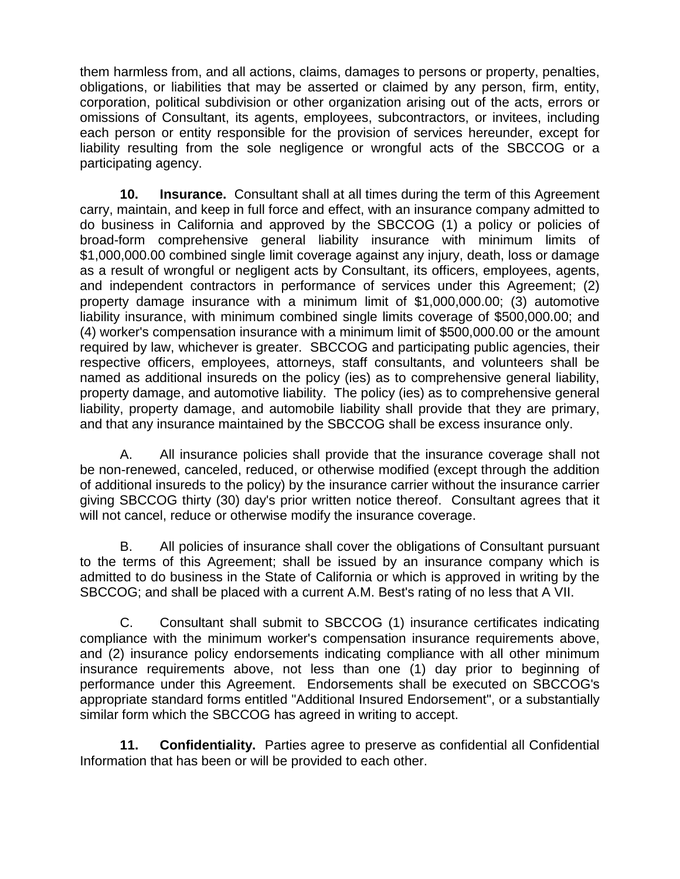them harmless from, and all actions, claims, damages to persons or property, penalties, obligations, or liabilities that may be asserted or claimed by any person, firm, entity, corporation, political subdivision or other organization arising out of the acts, errors or omissions of Consultant, its agents, employees, subcontractors, or invitees, including each person or entity responsible for the provision of services hereunder, except for liability resulting from the sole negligence or wrongful acts of the SBCCOG or a participating agency.

**10. Insurance.** Consultant shall at all times during the term of this Agreement carry, maintain, and keep in full force and effect, with an insurance company admitted to do business in California and approved by the SBCCOG (1) a policy or policies of broad-form comprehensive general liability insurance with minimum limits of $1,000,000.00 combined single limit coverage against any injury, death, loss or damage as a result of wrongful or negligent acts by Consultant, its officers, employees, agents, and independent contractors in performance of services under this Agreement; (2) property damage insurance with a minimum limit of $1,000,000.00; (3) automotive liability insurance, with minimum combined single limits coverage of $500,000.00; and (4) worker's compensation insurance with a minimum limit of $500,000.00 or the amount required by law, whichever is greater. SBCCOG and participating public agencies, their respective officers, employees, attorneys, staff consultants, and volunteers shall be named as additional insureds on the policy (ies) as to comprehensive general liability, property damage, and automotive liability. The policy (ies) as to comprehensive general liability, property damage, and automobile liability shall provide that they are primary, and that any insurance maintained by the SBCCOG shall be excess insurance only.

A. All insurance policies shall provide that the insurance coverage shall not be non-renewed, canceled, reduced, or otherwise modified (except through the addition of additional insureds to the policy) by the insurance carrier without the insurance carrier giving SBCCOG thirty (30) day's prior written notice thereof. Consultant agrees that it will not cancel, reduce or otherwise modify the insurance coverage.

B. All policies of insurance shall cover the obligations of Consultant pursuant to the terms of this Agreement; shall be issued by an insurance company which is admitted to do business in the State of California or which is approved in writing by the SBCCOG; and shall be placed with a current A.M. Best's rating of no less that A VII.

C. Consultant shall submit to SBCCOG (1) insurance certificates indicating compliance with the minimum worker's compensation insurance requirements above, and (2) insurance policy endorsements indicating compliance with all other minimum insurance requirements above, not less than one (1) day prior to beginning of performance under this Agreement. Endorsements shall be executed on SBCCOG's appropriate standard forms entitled "Additional Insured Endorsement", or a substantially similar form which the SBCCOG has agreed in writing to accept.

**11. Confidentiality.** Parties agree to preserve as confidential all Confidential Information that has been or will be provided to each other.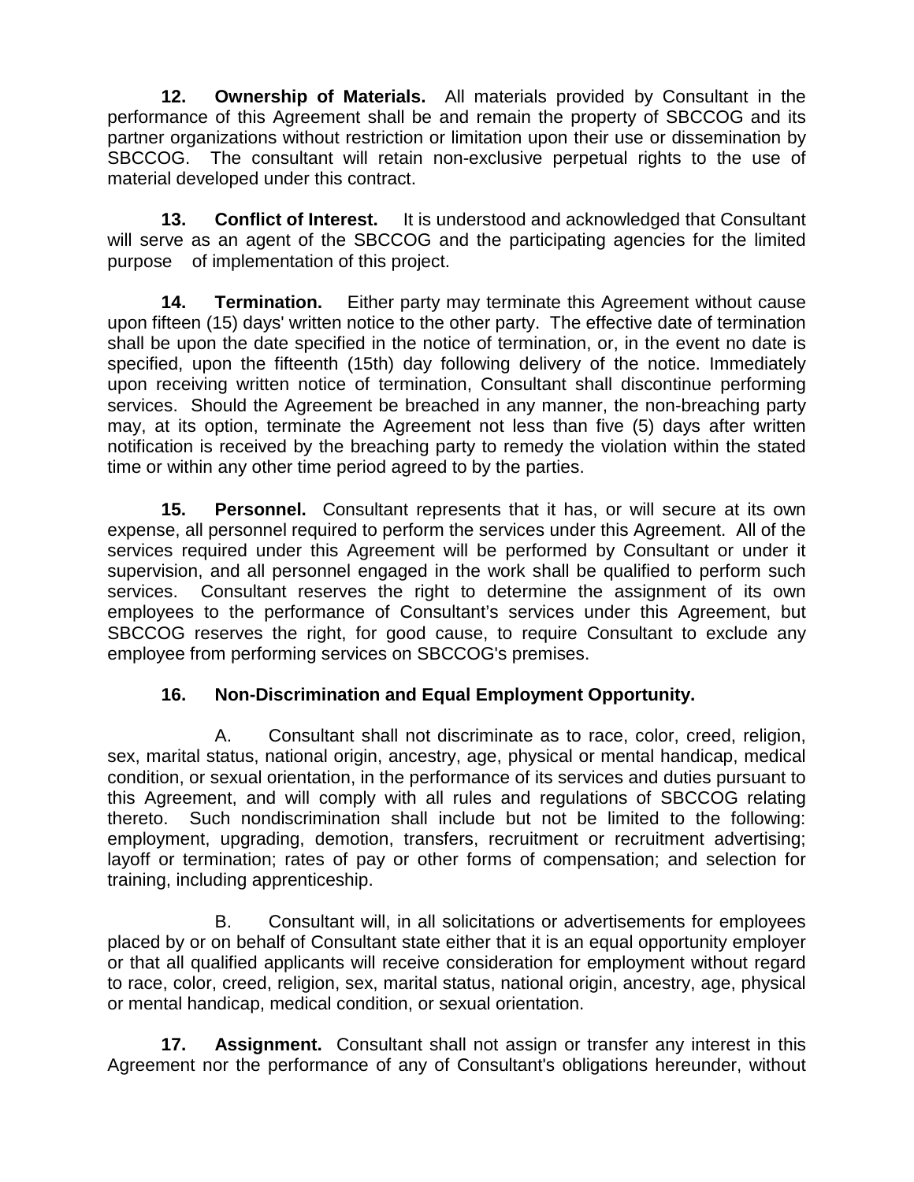**12. Ownership of Materials.** All materials provided by Consultant in the performance of this Agreement shall be and remain the property of SBCCOG and its partner organizations without restriction or limitation upon their use or dissemination by SBCCOG. The consultant will retain non-exclusive perpetual rights to the use of material developed under this contract.

**13. Conflict of Interest.** It is understood and acknowledged that Consultant will serve as an agent of the SBCCOG and the participating agencies for the limited purpose of implementation of this project.

**14. Termination.** Either party may terminate this Agreement without cause upon fifteen (15) days' written notice to the other party. The effective date of termination shall be upon the date specified in the notice of termination, or, in the event no date is specified, upon the fifteenth (15th) day following delivery of the notice. Immediately upon receiving written notice of termination, Consultant shall discontinue performing services. Should the Agreement be breached in any manner, the non-breaching party may, at its option, terminate the Agreement not less than five (5) days after written notification is received by the breaching party to remedy the violation within the stated time or within any other time period agreed to by the parties.

**15. Personnel.** Consultant represents that it has, or will secure at its own expense, all personnel required to perform the services under this Agreement. All of the services required under this Agreement will be performed by Consultant or under it supervision, and all personnel engaged in the work shall be qualified to perform such services. Consultant reserves the right to determine the assignment of its own employees to the performance of Consultant's services under this Agreement, but SBCCOG reserves the right, for good cause, to require Consultant to exclude any employee from performing services on SBCCOG's premises.

**16. Non-Discrimination and Equal Employment Opportunity.**

A. Consultant shall not discriminate as to race, color, creed, religion, sex, marital status, national origin, ancestry, age, physical or mental handicap, medical condition, or sexual orientation, in the performance of its services and duties pursuant to this Agreement, and will comply with all rules and regulations of SBCCOG relating thereto. Such nondiscrimination shall include but not be limited to the following: employment, upgrading, demotion, transfers, recruitment or recruitment advertising; layoff or termination; rates of pay or other forms of compensation; and selection for training, including apprenticeship.

B. Consultant will, in all solicitations or advertisements for employees placed by or on behalf of Consultant state either that it is an equal opportunity employer or that all qualified applicants will receive consideration for employment without regard to race, color, creed, religion, sex, marital status, national origin, ancestry, age, physical or mental handicap, medical condition, or sexual orientation.

**17. Assignment.** Consultant shall not assign or transfer any interest in this Agreement nor the performance of any of Consultant's obligations hereunder, without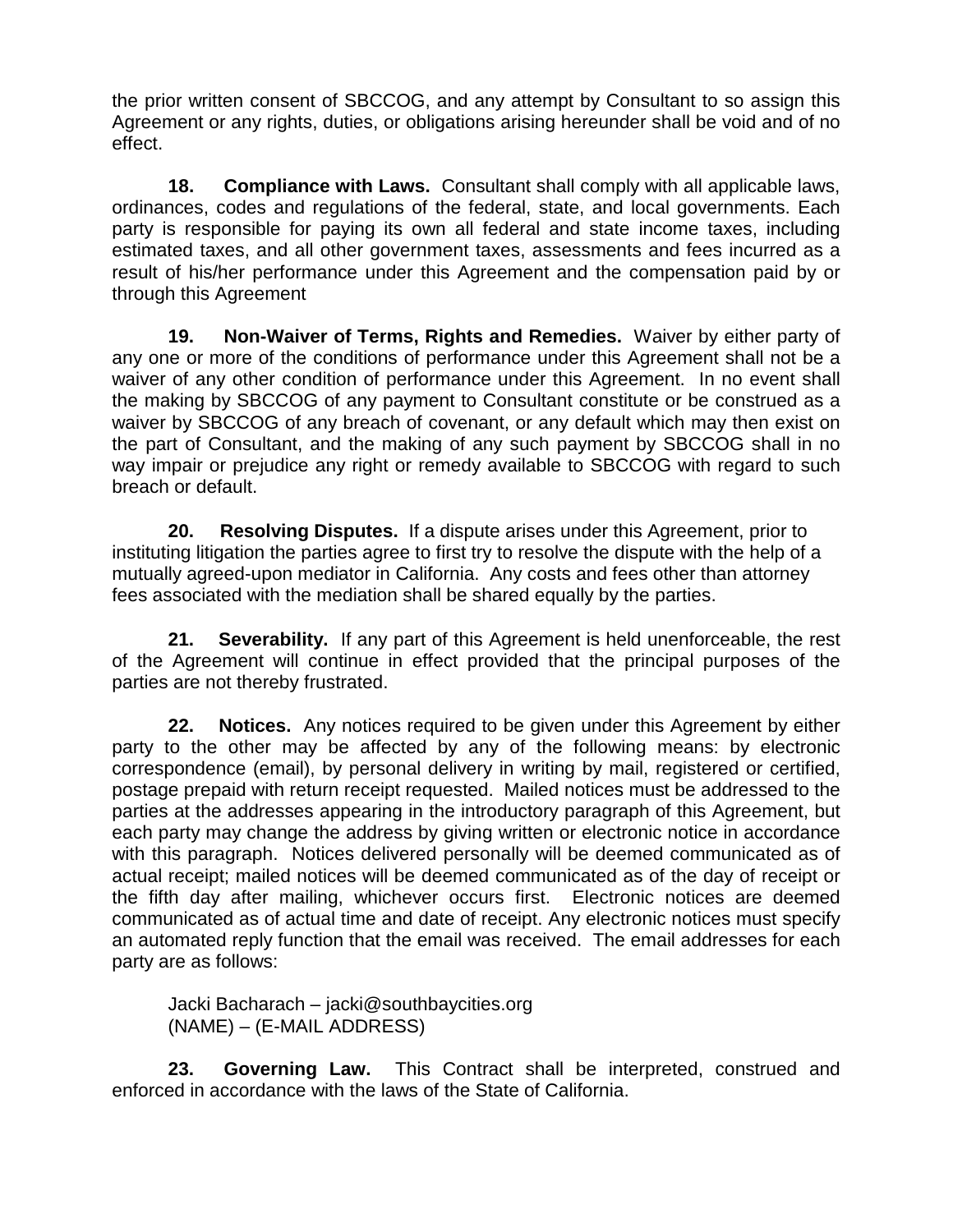the prior written consent of SBCCOG, and any attempt by Consultant to so assign this Agreement or any rights, duties, or obligations arising hereunder shall be void and of no effect.

**18. Compliance with Laws.** Consultant shall comply with all applicable laws, ordinances, codes and regulations of the federal, state, and local governments. Each party is responsible for paying its own all federal and state income taxes, including estimated taxes, and all other government taxes, assessments and fees incurred as a result of his/her performance under this Agreement and the compensation paid by or through this Agreement

**19. Non-Waiver of Terms, Rights and Remedies.** Waiver by either party of any one or more of the conditions of performance under this Agreement shall not be a waiver of any other condition of performance under this Agreement. In no event shall the making by SBCCOG of any payment to Consultant constitute or be construed as a waiver by SBCCOG of any breach of covenant, or any default which may then exist on the part of Consultant, and the making of any such payment by SBCCOG shall in no way impair or prejudice any right or remedy available to SBCCOG with regard to such breach or default.

**20. Resolving Disputes.** If a dispute arises under this Agreement, prior to instituting litigation the parties agree to first try to resolve the dispute with the help of a mutually agreed-upon mediator in California. Any costs and fees other than attorney fees associated with the mediation shall be shared equally by the parties.

**21. Severability.** If any part of this Agreement is held unenforceable, the rest of the Agreement will continue in effect provided that the principal purposes of the parties are not thereby frustrated.

**22. Notices.** Any notices required to be given under this Agreement by either party to the other may be affected by any of the following means: by electronic correspondence (email), by personal delivery in writing by mail, registered or certified, postage prepaid with return receipt requested. Mailed notices must be addressed to the parties at the addresses appearing in the introductory paragraph of this Agreement, but each party may change the address by giving written or electronic notice in accordance with this paragraph. Notices delivered personally will be deemed communicated as of actual receipt; mailed notices will be deemed communicated as of the day of receipt or the fifth day after mailing, whichever occurs first. Electronic notices are deemed communicated as of actual time and date of receipt. Any electronic notices must specify an automated reply function that the email was received. The email addresses for each party are as follows:

Jacki Bacharach – jacki@southbaycities.org
(NAME) – (E-MAIL ADDRESS)

**23. Governing Law.** This Contract shall be interpreted, construed and enforced in accordance with the laws of the State of California.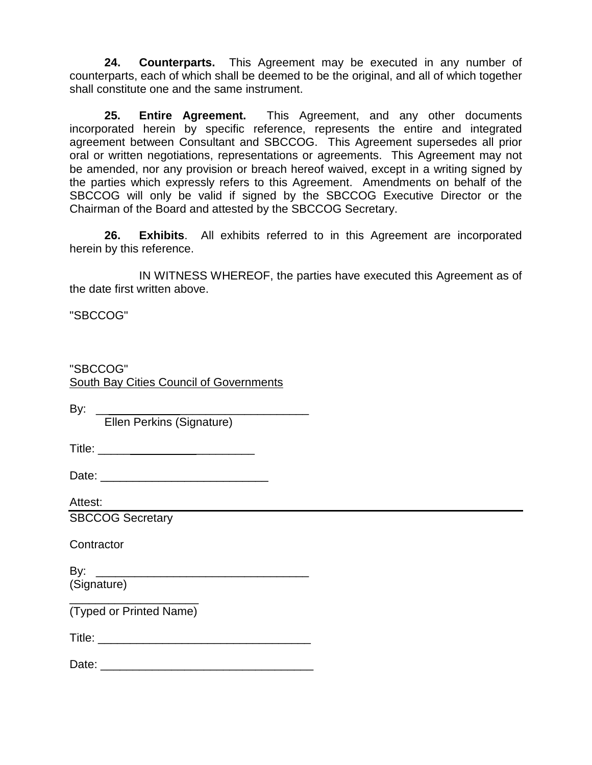**24. Counterparts.** This Agreement may be executed in any number of counterparts, each of which shall be deemed to be the original, and all of which together shall constitute one and the same instrument.

**25. Entire Agreement.** This Agreement, and any other documents incorporated herein by specific reference, represents the entire and integrated agreement between Consultant and SBCCOG. This Agreement supersedes all prior oral or written negotiations, representations or agreements. This Agreement may not be amended, nor any provision or breach hereof waived, except in a writing signed by the parties which expressly refers to this Agreement. Amendments on behalf of the SBCCOG will only be valid if signed by the SBCCOG Executive Director or the Chairman of the Board and attested by the SBCCOG Secretary.

**26. Exhibits**. All exhibits referred to in this Agreement are incorporated herein by this reference.

IN WITNESS WHEREOF, the parties have executed this Agreement as of the date first written above.

"SBCCOG"

"SBCCOG"
South Bay Cities Council of Governments

By: _________________________________
Ellen Perkins (Signature)

Title: ________________________

Date: __________________________

Attest: ______________________________________________________________________
SBCCOG Secretary

Contractor

By: _________________________________
(Signature)

____________________
(Typed or Printed Name)

Title: _________________________________

Date: _________________________________